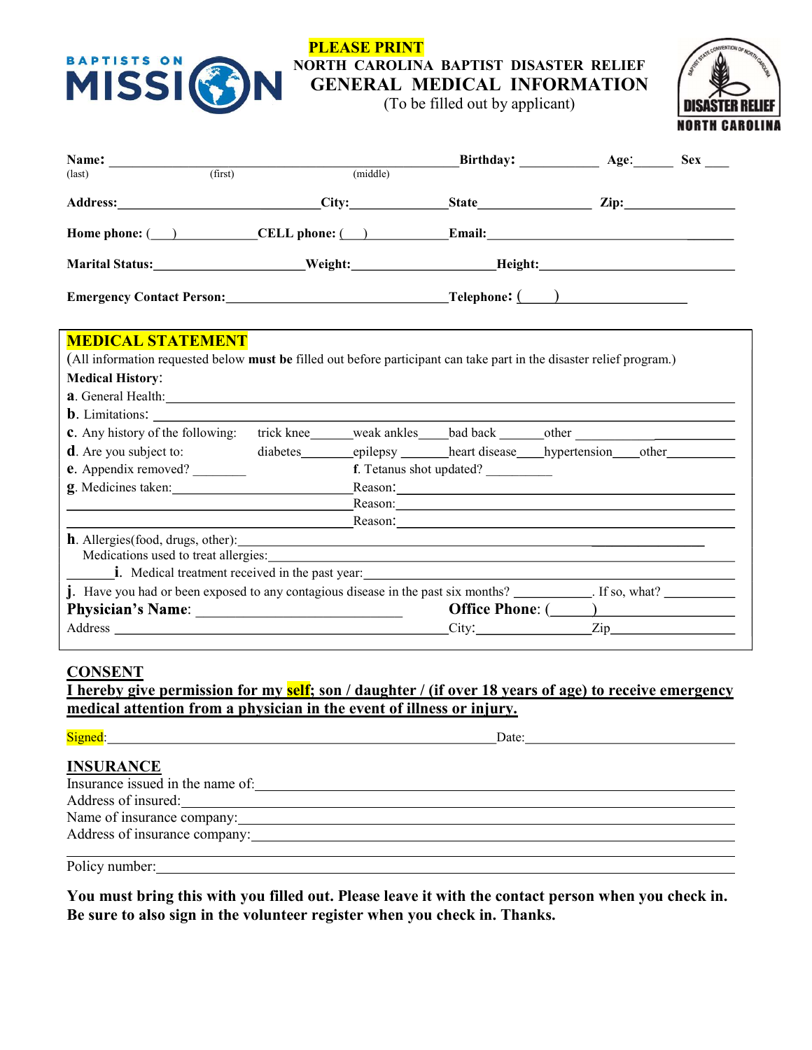**PLEASE PRINT**

NORTH CAROLINA BAPTIST DISASTER RELIEF

# GENERAL MEDICAL INFORMATION

(To be filled out by applicant)

**Name:** ______________________________ **Birthday:** __________ **Age**:______ **Sex** ____
(last) (first) (middle)

**Address:**__________________________**City:**_____________**State**_______________ **Zip:**_______________

**Home phone:** (___)___________**CELL phone:** (___)__________**Email:**______________________________

**Marital Status:**____________________**Weight:**__________________**Height:**__________________________

**Emergency Contact Person:**______________________________**Telephone:** (____)_________________

## MEDICAL STATEMENT

(All information requested below **must be** filled out before participant can take part in the disaster relief program.)

**Medical History**:

**a**. General Health:_____________________________________________________________________

**b**. Limitations: _______________________________________________________________________

**c**. Any history of the following: trick knee______weak ankles____bad back ______other ______________

**d**. Are you subject to: diabetes_______epilepsy _______heart disease____hypertension____other__________

**e**. Appendix removed? ________ **f**. Tetanus shot updated? __________

**g**. Medicines taken:________________________Reason:_____________________________________
________________________________________Reason:_____________________________________
________________________________________Reason:_____________________________________

**h**. Allergies(food, drugs, other):_________________________________________________________
Medications used to treat allergies:__________________________________________________________

_______**i**. Medical treatment received in the past year:_____________________________________________

**j**. Have you had or been exposed to any contagious disease in the past six months? ___________. If so, what? __________

**Physician's Name**: ___________________________ **Office Phone**: (_____)_________________

Address ____________________________________________City:_______________Zip_________________

## CONSENT

**I hereby give permission for my self; son / daughter / (if over 18 years of age) to receive emergency medical attention from a physician in the event of illness or injury.**

Signed:______________________________________________________Date:_____________________________

## INSURANCE

Insurance issued in the name of:_________________________________________________________

Address of insured:___________________________________________________________________

Name of insurance company:____________________________________________________________

Address of insurance company:__________________________________________________________
______________________________________________________________________________________

Policy number:_______________________________________________________________________

**You must bring this with you filled out. Please leave it with the contact person when you check in. Be sure to also sign in the volunteer register when you check in. Thanks.**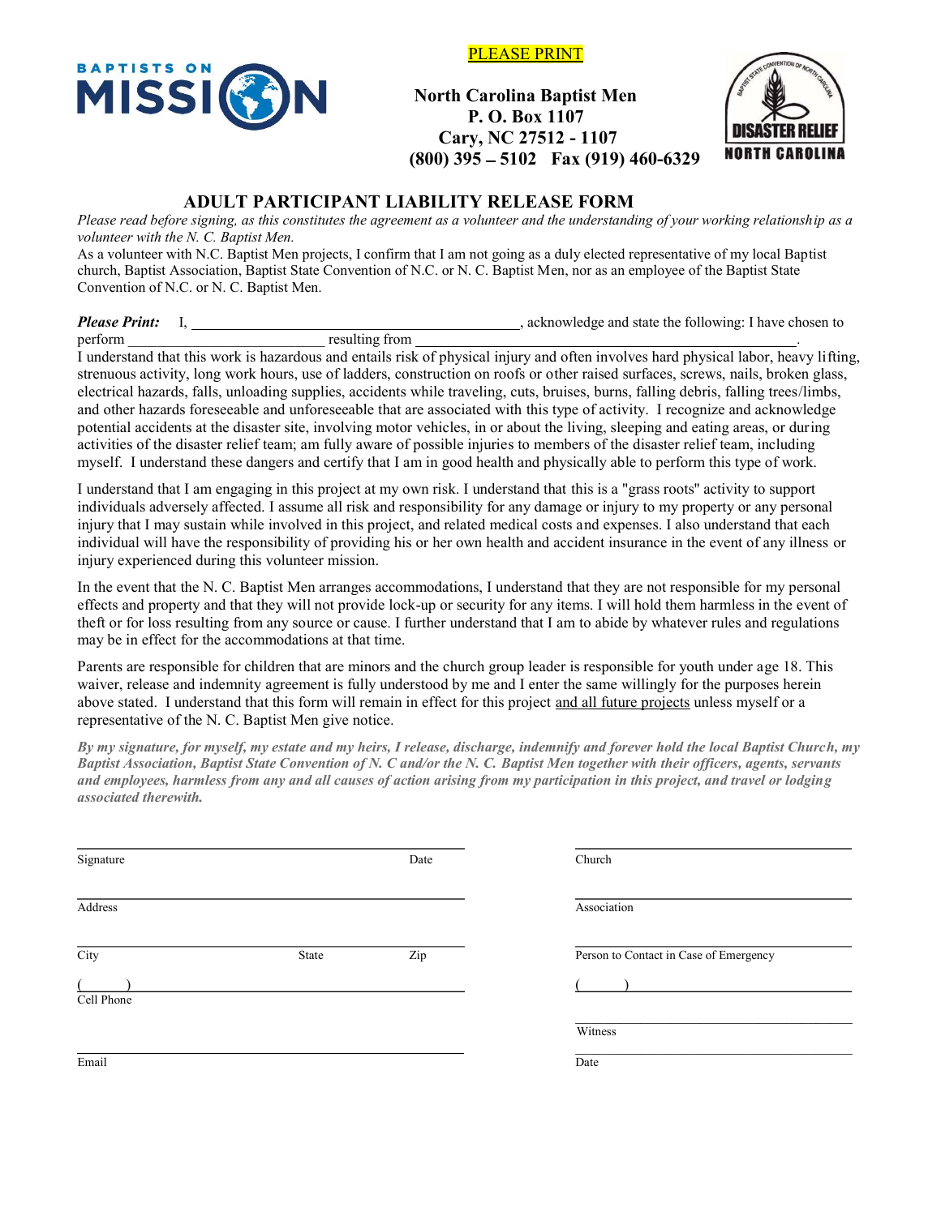PLEASE PRINT

**North Carolina Baptist Men**
**P. O. Box 1107**
**Cary, NC 27512 - 1107**
**(800) 395 – 5102 Fax (919) 460-6329**

BAPTISTS ON MISSION

DISASTER RELIEF NORTH CAROLINA

## ADULT PARTICIPANT LIABILITY RELEASE FORM

*Please read before signing, as this constitutes the agreement as a volunteer and the understanding of your working relationship as a volunteer with the N. C. Baptist Men.*

As a volunteer with N.C. Baptist Men projects, I confirm that I am not going as a duly elected representative of my local Baptist church, Baptist Association, Baptist State Convention of N.C. or N. C. Baptist Men, nor as an employee of the Baptist State Convention of N.C. or N. C. Baptist Men.

***Please Print:*** I, ____________________________________________, acknowledge and state the following: I have chosen to perform ________________________ resulting from ______________________________________________.
I understand that this work is hazardous and entails risk of physical injury and often involves hard physical labor, heavy lifting, strenuous activity, long work hours, use of ladders, construction on roofs or other raised surfaces, screws, nails, broken glass, electrical hazards, falls, unloading supplies, accidents while traveling, cuts, bruises, burns, falling debris, falling trees/limbs, and other hazards foreseeable and unforeseeable that are associated with this type of activity. I recognize and acknowledge potential accidents at the disaster site, involving motor vehicles, in or about the living, sleeping and eating areas, or during activities of the disaster relief team; am fully aware of possible injuries to members of the disaster relief team, including myself. I understand these dangers and certify that I am in good health and physically able to perform this type of work.

I understand that I am engaging in this project at my own risk. I understand that this is a "grass roots" activity to support individuals adversely affected. I assume all risk and responsibility for any damage or injury to my property or any personal injury that I may sustain while involved in this project, and related medical costs and expenses. I also understand that each individual will have the responsibility of providing his or her own health and accident insurance in the event of any illness or injury experienced during this volunteer mission.

In the event that the N. C. Baptist Men arranges accommodations, I understand that they are not responsible for my personal effects and property and that they will not provide lock-up or security for any items. I will hold them harmless in the event of theft or for loss resulting from any source or cause. I further understand that I am to abide by whatever rules and regulations may be in effect for the accommodations at that time.

Parents are responsible for children that are minors and the church group leader is responsible for youth under age 18. This waiver, release and indemnity agreement is fully understood by me and I enter the same willingly for the purposes herein above stated. I understand that this form will remain in effect for this project and all future projects unless myself or a representative of the N. C. Baptist Men give notice.

***By my signature, for myself, my estate and my heirs, I release, discharge, indemnify and forever hold the local Baptist Church, my Baptist Association, Baptist State Convention of N. C and/or the N. C. Baptist Men together with their officers, agents, servants and employees, harmless from any and all causes of action arising from my participation in this project, and travel or lodging associated therewith.***

______________________________________________
Signature                                                            Date

______________________________________________
Address

______________________________________________
City                                        State                    Zip

(______) ______________________________________
Cell Phone

______________________________________________
Email

______________________________________________
Church

______________________________________________
Association

______________________________________________
Person to Contact in Case of Emergency

(______) ______________________________________

______________________________________________
Witness

______________________________________________
Date